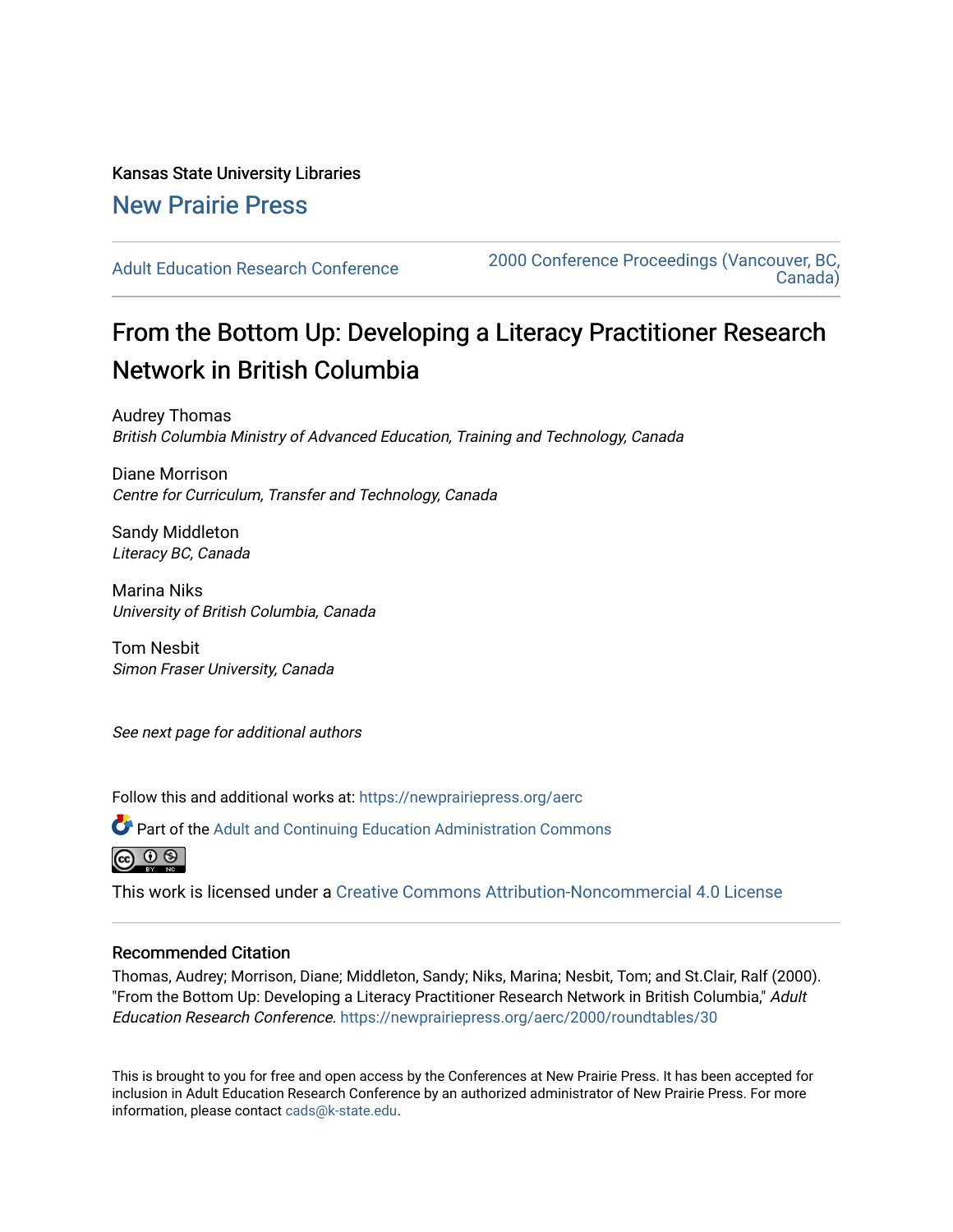Kansas State University Libraries

New Prairie Press

Adult Education Research Conference

2000 Conference Proceedings (Vancouver, BC, Canada)

# From the Bottom Up: Developing a Literacy Practitioner Research Network in British Columbia

Audrey Thomas
*British Columbia Ministry of Advanced Education, Training and Technology, Canada*

Diane Morrison
*Centre for Curriculum, Transfer and Technology, Canada*

Sandy Middleton
*Literacy BC, Canada*

Marina Niks
*University of British Columbia, Canada*

Tom Nesbit
*Simon Fraser University, Canada*

*See next page for additional authors*

Follow this and additional works at: https://newprairiepress.org/aerc

Part of the Adult and Continuing Education Administration Commons

This work is licensed under a Creative Commons Attribution-Noncommercial 4.0 License

## Recommended Citation

Thomas, Audrey; Morrison, Diane; Middleton, Sandy; Niks, Marina; Nesbit, Tom; and St.Clair, Ralf (2000). "From the Bottom Up: Developing a Literacy Practitioner Research Network in British Columbia," *Adult Education Research Conference*. https://newprairiepress.org/aerc/2000/roundtables/30

This is brought to you for free and open access by the Conferences at New Prairie Press. It has been accepted for inclusion in Adult Education Research Conference by an authorized administrator of New Prairie Press. For more information, please contact cads@k-state.edu.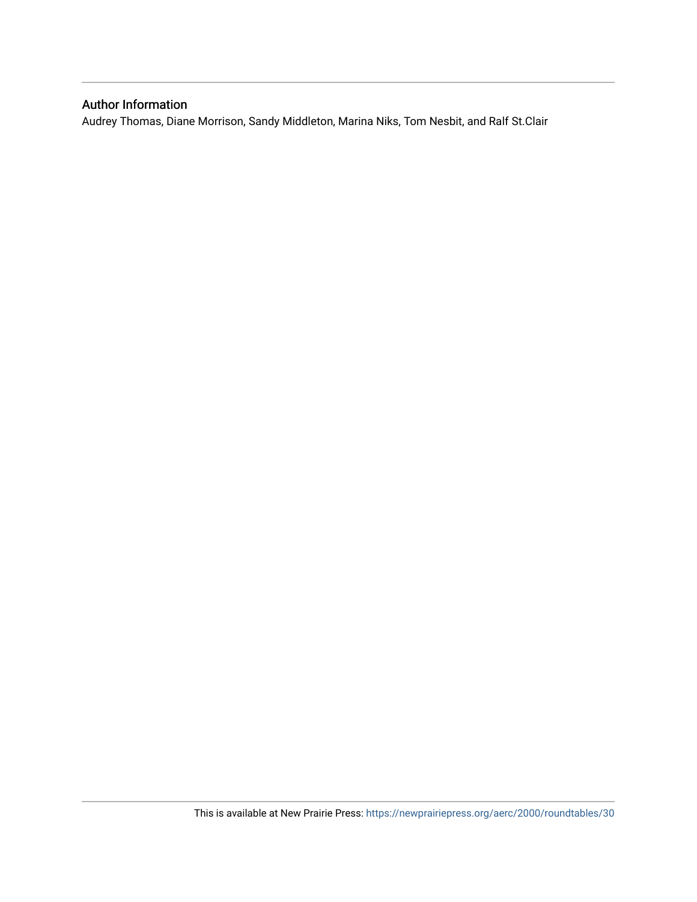## Author Information

Audrey Thomas, Diane Morrison, Sandy Middleton, Marina Niks, Tom Nesbit, and Ralf St.Clair

This is available at New Prairie Press: https://newprairiepress.org/aerc/2000/roundtables/30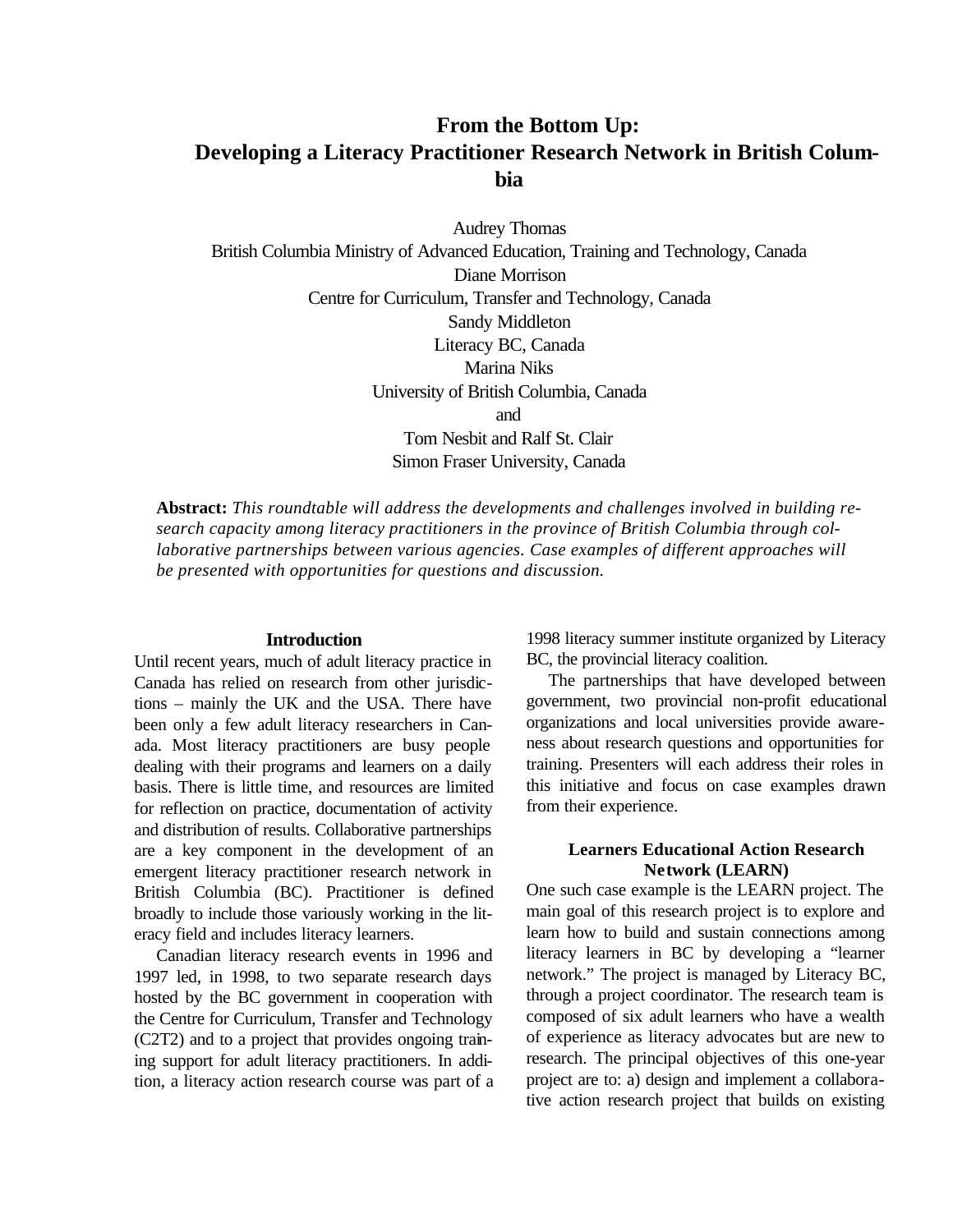# From the Bottom Up: Developing a Literacy Practitioner Research Network in British Columbia

Audrey Thomas
British Columbia Ministry of Advanced Education, Training and Technology, Canada
Diane Morrison
Centre for Curriculum, Transfer and Technology, Canada
Sandy Middleton
Literacy BC, Canada
Marina Niks
University of British Columbia, Canada
and
Tom Nesbit and Ralf St. Clair
Simon Fraser University, Canada

**Abstract:** *This roundtable will address the developments and challenges involved in building research capacity among literacy practitioners in the province of British Columbia through collaborative partnerships between various agencies. Case examples of different approaches will be presented with opportunities for questions and discussion.*

## Introduction

Until recent years, much of adult literacy practice in Canada has relied on research from other jurisdictions – mainly the UK and the USA. There have been only a few adult literacy researchers in Canada. Most literacy practitioners are busy people dealing with their programs and learners on a daily basis. There is little time, and resources are limited for reflection on practice, documentation of activity and distribution of results. Collaborative partnerships are a key component in the development of an emergent literacy practitioner research network in British Columbia (BC). Practitioner is defined broadly to include those variously working in the literacy field and includes literacy learners.

Canadian literacy research events in 1996 and 1997 led, in 1998, to two separate research days hosted by the BC government in cooperation with the Centre for Curriculum, Transfer and Technology (C2T2) and to a project that provides ongoing training support for adult literacy practitioners. In addition, a literacy action research course was part of a 1998 literacy summer institute organized by Literacy BC, the provincial literacy coalition.

The partnerships that have developed between government, two provincial non-profit educational organizations and local universities provide awareness about research questions and opportunities for training. Presenters will each address their roles in this initiative and focus on case examples drawn from their experience.

## Learners Educational Action Research Network (LEARN)

One such case example is the LEARN project. The main goal of this research project is to explore and learn how to build and sustain connections among literacy learners in BC by developing a "learner network." The project is managed by Literacy BC, through a project coordinator. The research team is composed of six adult learners who have a wealth of experience as literacy advocates but are new to research. The principal objectives of this one-year project are to: a) design and implement a collaborative action research project that builds on existing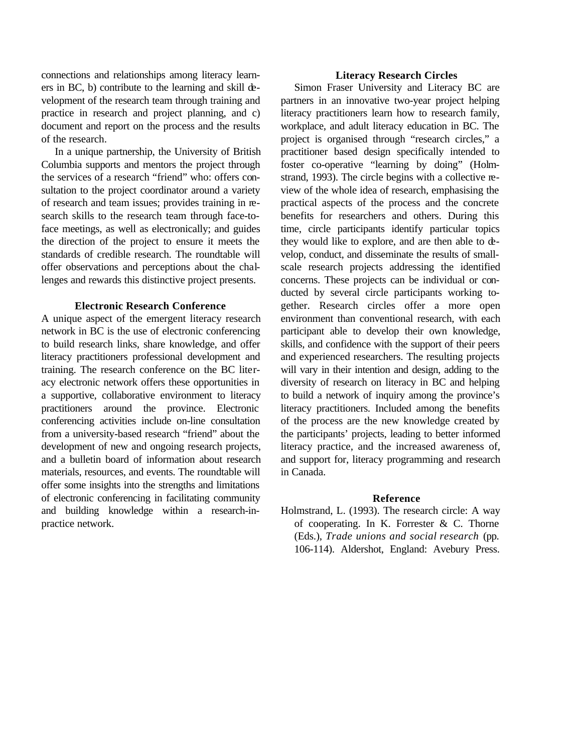connections and relationships among literacy learners in BC, b) contribute to the learning and skill development of the research team through training and practice in research and project planning, and c) document and report on the process and the results of the research.

In a unique partnership, the University of British Columbia supports and mentors the project through the services of a research "friend" who: offers consultation to the project coordinator around a variety of research and team issues; provides training in research skills to the research team through face-to-face meetings, as well as electronically; and guides the direction of the project to ensure it meets the standards of credible research. The roundtable will offer observations and perceptions about the challenges and rewards this distinctive project presents.

### Electronic Research Conference

A unique aspect of the emergent literacy research network in BC is the use of electronic conferencing to build research links, share knowledge, and offer literacy practitioners professional development and training. The research conference on the BC literacy electronic network offers these opportunities in a supportive, collaborative environment to literacy practitioners around the province. Electronic conferencing activities include on-line consultation from a university-based research "friend" about the development of new and ongoing research projects, and a bulletin board of information about research materials, resources, and events. The roundtable will offer some insights into the strengths and limitations of electronic conferencing in facilitating community and building knowledge within a research-in-practice network.

### Literacy Research Circles

Simon Fraser University and Literacy BC are partners in an innovative two-year project helping literacy practitioners learn how to research family, workplace, and adult literacy education in BC. The project is organised through "research circles," a practitioner based design specifically intended to foster co-operative "learning by doing" (Holmstrand, 1993). The circle begins with a collective review of the whole idea of research, emphasising the practical aspects of the process and the concrete benefits for researchers and others. During this time, circle participants identify particular topics they would like to explore, and are then able to develop, conduct, and disseminate the results of small-scale research projects addressing the identified concerns. These projects can be individual or conducted by several circle participants working together. Research circles offer a more open environment than conventional research, with each participant able to develop their own knowledge, skills, and confidence with the support of their peers and experienced researchers. The resulting projects will vary in their intention and design, adding to the diversity of research on literacy in BC and helping to build a network of inquiry among the province's literacy practitioners. Included among the benefits of the process are the new knowledge created by the participants' projects, leading to better informed literacy practice, and the increased awareness of, and support for, literacy programming and research in Canada.

### Reference

Holmstrand, L. (1993). The research circle: A way of cooperating. In K. Forrester & C. Thorne (Eds.), *Trade unions and social research* (pp. 106-114). Aldershot, England: Avebury Press.